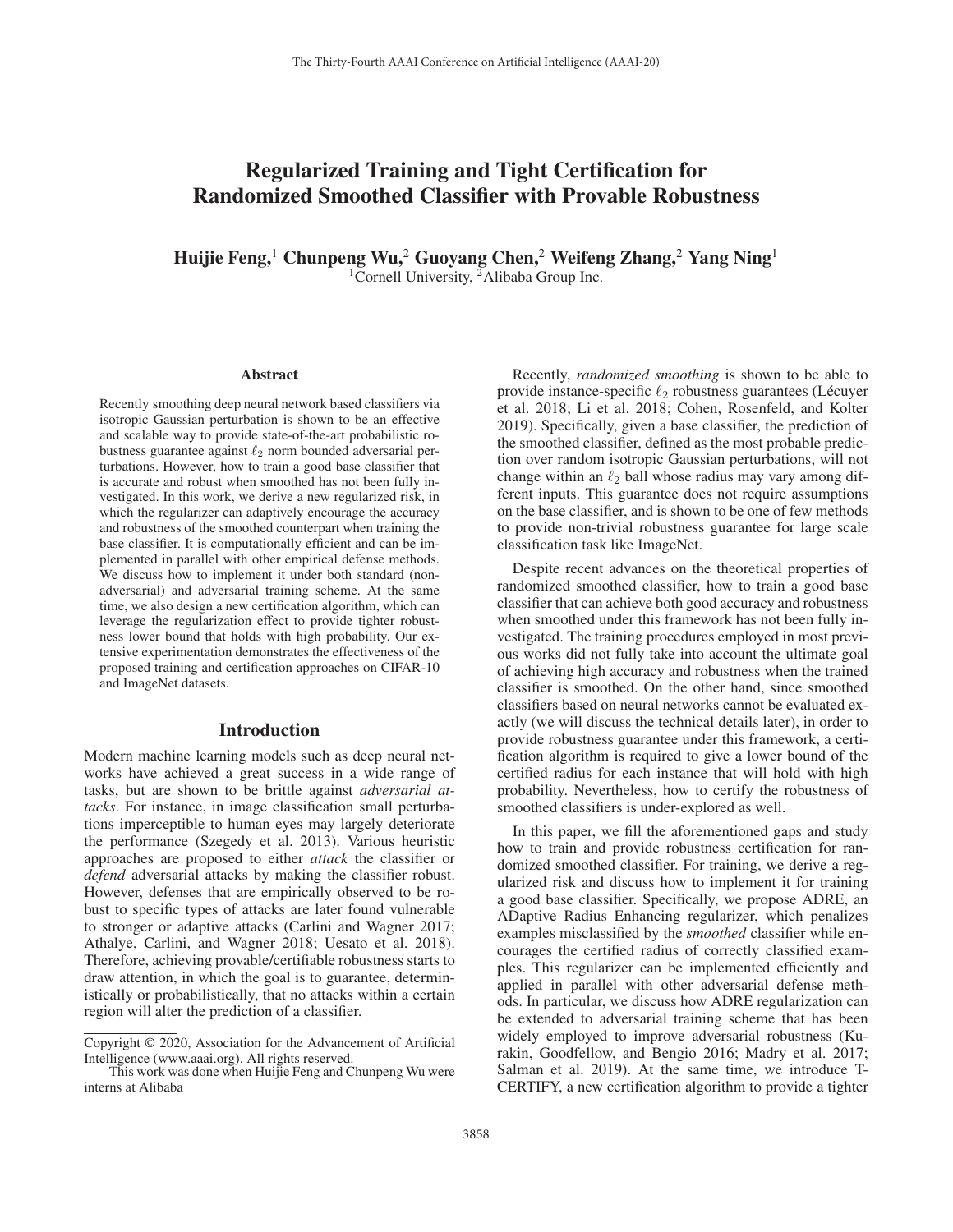# Regularized Training and Tight Certification for Randomized Smoothed Classifier with Provable Robustness

**Huijie Feng,[1] Chunpeng Wu,[2] Guoyang Chen,[2] Weifeng Zhang,[2] Yang Ning[1]**

[1]Cornell University, [2]Alibaba Group Inc.

## Abstract

Recently smoothing deep neural network based classifiers via isotropic Gaussian perturbation is shown to be an effective and scalable way to provide state-of-the-art probabilistic robustness guarantee against $\ell_2$ norm bounded adversarial perturbations. However, how to train a good base classifier that is accurate and robust when smoothed has not been fully investigated. In this work, we derive a new regularized risk, in which the regularizer can adaptively encourage the accuracy and robustness of the smoothed counterpart when training the base classifier. It is computationally efficient and can be implemented in parallel with other empirical defense methods. We discuss how to implement it under both standard (non-adversarial) and adversarial training scheme. At the same time, we also design a new certification algorithm, which can leverage the regularization effect to provide tighter robustness lower bound that holds with high probability. Our extensive experimentation demonstrates the effectiveness of the proposed training and certification approaches on CIFAR-10 and ImageNet datasets.

## Introduction

Modern machine learning models such as deep neural networks have achieved a great success in a wide range of tasks, but are shown to be brittle against *adversarial attacks*. For instance, in image classification small perturbations imperceptible to human eyes may largely deteriorate the performance (Szegedy et al. 2013). Various heuristic approaches are proposed to either *attack* the classifier or *defend* adversarial attacks by making the classifier robust. However, defenses that are empirically observed to be robust to specific types of attacks are later found vulnerable to stronger or adaptive attacks (Carlini and Wagner 2017; Athalye, Carlini, and Wagner 2018; Uesato et al. 2018). Therefore, achieving provable/certifiable robustness starts to draw attention, in which the goal is to guarantee, deterministically or probabilistically, that no attacks within a certain region will alter the prediction of a classifier.

Recently, *randomized smoothing* is shown to be able to provide instance-specific $\ell_2$ robustness guarantees (Lécuyer et al. 2018; Li et al. 2018; Cohen, Rosenfeld, and Kolter 2019). Specifically, given a base classifier, the prediction of the smoothed classifier, defined as the most probable prediction over random isotropic Gaussian perturbations, will not change within an $\ell_2$ ball whose radius may vary among different inputs. This guarantee does not require assumptions on the base classifier, and is shown to be one of few methods to provide non-trivial robustness guarantee for large scale classification task like ImageNet.

Despite recent advances on the theoretical properties of randomized smoothed classifier, how to train a good base classifier that can achieve both good accuracy and robustness when smoothed under this framework has not been fully investigated. The training procedures employed in most previous works did not fully take into account the ultimate goal of achieving high accuracy and robustness when the trained classifier is smoothed. On the other hand, since smoothed classifiers based on neural networks cannot be evaluated exactly (we will discuss the technical details later), in order to provide robustness guarantee under this framework, a certification algorithm is required to give a lower bound of the certified radius for each instance that will hold with high probability. Nevertheless, how to certify the robustness of smoothed classifiers is under-explored as well.

In this paper, we fill the aforementioned gaps and study how to train and provide robustness certification for randomized smoothed classifier. For training, we derive a regularized risk and discuss how to implement it for training a good base classifier. Specifically, we propose ADRE, an ADaptive Radius Enhancing regularizer, which penalizes examples misclassified by the *smoothed* classifier while encourages the certified radius of correctly classified examples. This regularizer can be implemented efficiently and applied in parallel with other adversarial defense methods. In particular, we discuss how ADRE regularization can be extended to adversarial training scheme that has been widely employed to improve adversarial robustness (Kurakin, Goodfellow, and Bengio 2016; Madry et al. 2017; Salman et al. 2019). At the same time, we introduce T-CERTIFY, a new certification algorithm to provide a tighter

---

Copyright © 2020, Association for the Advancement of Artificial Intelligence (www.aaai.org). All rights reserved.

This work was done when Huijie Feng and Chunpeng Wu were interns at Alibaba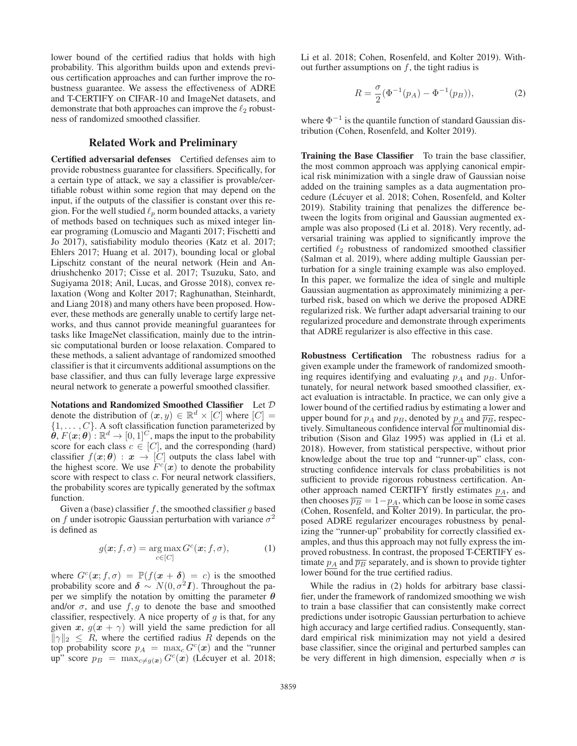lower bound of the certified radius that holds with high probability. This algorithm builds upon and extends previous certification approaches and can further improve the robustness guarantee. We assess the effectiveness of ADRE and T-CERTIFY on CIFAR-10 and ImageNet datasets, and demonstrate that both approaches can improve the $\ell_2$ robustness of randomized smoothed classifier.

## Related Work and Preliminary

**Certified adversarial defenses** Certified defenses aim to provide robustness guarantee for classifiers. Specifically, for a certain type of attack, we say a classifier is provable/certifiable robust within some region that may depend on the input, if the outputs of the classifier is constant over this region. For the well studied $\ell_p$ norm bounded attacks, a variety of methods based on techniques such as mixed integer linear programing (Lomuscio and Maganti 2017; Fischetti and Jo 2017), satisfiability modulo theories (Katz et al. 2017; Ehlers 2017; Huang et al. 2017), bounding local or global Lipschitz constant of the neural network (Hein and Andriushchenko 2017; Cisse et al. 2017; Tsuzuku, Sato, and Sugiyama 2018; Anil, Lucas, and Grosse 2018), convex relaxation (Wong and Kolter 2017; Raghunathan, Steinhardt, and Liang 2018) and many others have been proposed. However, these methods are generally unable to certify large networks, and thus cannot provide meaningful guarantees for tasks like ImageNet classification, mainly due to the intrinsic computational burden or loose relaxation. Compared to these methods, a salient advantage of randomized smoothed classifier is that it circumvents additional assumptions on the base classifier, and thus can fully leverage large expressive neural network to generate a powerful smoothed classifier.

**Notations and Randomized Smoothed Classifier** Let $\mathcal{D}$ denote the distribution of $(\boldsymbol{x}, y) \in \mathbb{R}^d \times [C]$ where $[C] = \{1, \ldots, C\}$. A soft classification function parameterized by $\boldsymbol{\theta}$, $F(\boldsymbol{x}; \boldsymbol{\theta}) : \mathbb{R}^d \to [0,1]^C$, maps the input to the probability score for each class $c \in [C]$, and the corresponding (hard) classifier $f(\boldsymbol{x}; \boldsymbol{\theta}) : \boldsymbol{x} \to [C]$ outputs the class label with the highest score. We use $F^c(\boldsymbol{x})$ to denote the probability score with respect to class $c$. For neural network classifiers, the probability scores are typically generated by the softmax function.

Given a (base) classifier $f$, the smoothed classifier $g$ based on $f$ under isotropic Gaussian perturbation with variance $\sigma^2$ is defined as

$$g(\boldsymbol{x}; f, \sigma) = \underset{c \in [C]}{\arg\max}\, G^c(\boldsymbol{x}; f, \sigma), \tag{1}$$

where $G^c(\boldsymbol{x}; f, \sigma) = \mathbb{P}(f(\boldsymbol{x} + \boldsymbol{\delta}) = c)$ is the smoothed probability score and $\boldsymbol{\delta} \sim N(0, \sigma^2 \boldsymbol{I})$. Throughout the paper we simplify the notation by omitting the parameter $\boldsymbol{\theta}$ and/or $\sigma$, and use $f, g$ to denote the base and smoothed classifier, respectively. A nice property of $g$ is that, for any given $\boldsymbol{x}$, $g(\boldsymbol{x} + \gamma)$ will yield the same prediction for all $\|\gamma\|_2 \le R$, where the certified radius $R$ depends on the top probability score $p_A = \max_c G^c(\boldsymbol{x})$ and the "runner up" score $p_B = \max_{c \neq g(\boldsymbol{x})} G^c(\boldsymbol{x})$ (Lécuyer et al. 2018; Li et al. 2018; Cohen, Rosenfeld, and Kolter 2019). Without further assumptions on $f$, the tight radius is

$$R = \frac{\sigma}{2}(\Phi^{-1}(p_A) - \Phi^{-1}(p_B)), \tag{2}$$

where $\Phi^{-1}$ is the quantile function of standard Gaussian distribution (Cohen, Rosenfeld, and Kolter 2019).

**Training the Base Classifier** To train the base classifier, the most common approach was applying canonical empirical risk minimization with a single draw of Gaussian noise added on the training samples as a data augmentation procedure (Lécuyer et al. 2018; Cohen, Rosenfeld, and Kolter 2019). Stability training that penalizes the difference between the logits from original and Gaussian augmented example was also proposed (Li et al. 2018). Very recently, adversarial training was applied to significantly improve the certified $\ell_2$ robustness of randomized smoothed classifier (Salman et al. 2019), where adding multiple Gaussian perturbation for a single training example was also employed. In this paper, we formalize the idea of single and multiple Gaussian augmentation as approximately minimizing a perturbed risk, based on which we derive the proposed ADRE regularized risk. We further adapt adversarial training to our regularized procedure and demonstrate through experiments that ADRE regularizer is also effective in this case.

**Robustness Certification** The robustness radius for a given example under the framework of randomized smoothing requires identifying and evaluating $p_A$ and $p_B$. Unfortunately, for neural network based smoothed classifier, exact evaluation is intractable. In practice, we can only give a lower bound of the certified radius by estimating a lower and upper bound for $p_A$ and $p_B$, denoted by $\underline{p_A}$ and $\overline{p_B}$, respectively. Simultaneous confidence interval for multinomial distribution (Sison and Glaz 1995) was applied in (Li et al. 2018). However, from statistical perspective, without prior knowledge about the true top and "runner-up" class, constructing confidence intervals for class probabilities is not sufficient to provide rigorous robustness certification. Another approach named CERTIFY firstly estimates $\underline{p_A}$, and then chooses $\overline{p_B} = 1 - \underline{p_A}$, which can be loose in some cases (Cohen, Rosenfeld, and Kolter 2019). In particular, the proposed ADRE regularizer encourages robustness by penalizing the "runner-up" probability for correctly classified examples, and thus this approach may not fully express the improved robustness. In contrast, the proposed T-CERTIFY estimate $\underline{p_A}$ and $\overline{p_B}$ separately, and is shown to provide tighter lower bound for the true certified radius.

While the radius in (2) holds for arbitrary base classifier, under the framework of randomized smoothing we wish to train a base classifier that can consistently make correct predictions under isotropic Gaussian perturbation to achieve high accuracy and large certified radius. Consequently, standard empirical risk minimization may not yield a desired base classifier, since the original and perturbed samples can be very different in high dimension, especially when $\sigma$ is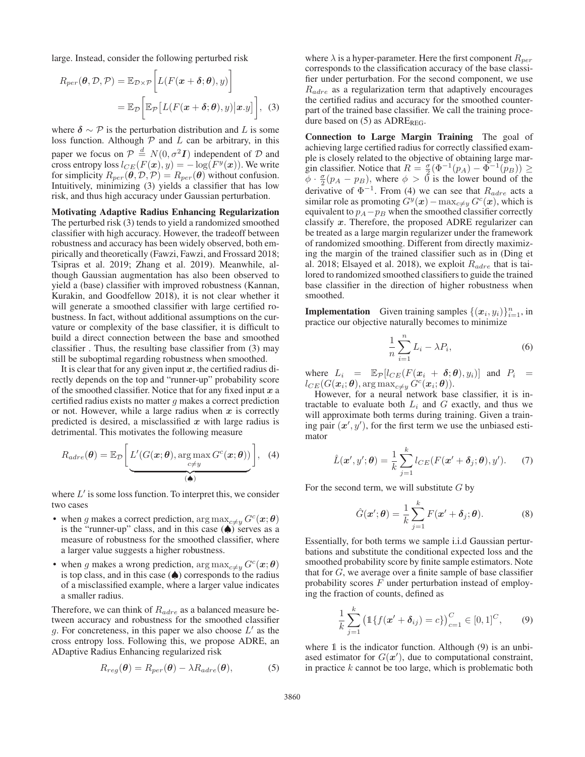large. Instead, consider the following perturbed risk

$$R_{per}(\boldsymbol{\theta}, \mathcal{D}, \mathcal{P}) = \mathbb{E}_{\mathcal{D}\times\mathcal{P}}\bigg[L(F(\boldsymbol{x}+\boldsymbol{\delta};\boldsymbol{\theta}), y)\bigg] = \mathbb{E}_{\mathcal{D}}\bigg[\mathbb{E}_{\mathcal{P}}\big[L(F(\boldsymbol{x}+\boldsymbol{\delta};\boldsymbol{\theta}), y)\big|\boldsymbol{x}.y\big]\bigg], \quad (3)$$

where $\boldsymbol{\delta} \sim \mathcal{P}$ is the perturbation distribution and $L$ is some loss function. Although $\mathcal{P}$ and $L$ can be arbitrary, in this paper we focus on $\mathcal{P} \stackrel{d}{=} N(0, \sigma^2 \boldsymbol{I})$ independent of $\mathcal{D}$ and cross entropy loss $l_{CE}(F(\boldsymbol{x}), y) = -\log(F^y(\boldsymbol{x}))$. We write for simplicity $R_{per}(\boldsymbol{\theta}, \mathcal{D}, \mathcal{P}) = R_{per}(\boldsymbol{\theta})$ without confusion. Intuitively, minimizing (3) yields a classifier that has low risk, and thus high accuracy under Gaussian perturbation.

**Motivating Adaptive Radius Enhancing Regularization** The perturbed risk (3) tends to yield a randomized smoothed classifier with high accuracy. However, the tradeoff between robustness and accuracy has been widely observed, both empirically and theoretically (Fawzi, Fawzi, and Frossard 2018; Tsipras et al. 2019; Zhang et al. 2019). Meanwhile, although Gaussian augmentation has also been observed to yield a (base) classifier with improved robustness (Kannan, Kurakin, and Goodfellow 2018), it is not clear whether it will generate a smoothed classifier with large certified robustness. In fact, without additional assumptions on the curvature or complexity of the base classifier, it is difficult to build a direct connection between the base and smoothed classifier . Thus, the resulting base classifier from (3) may still be suboptimal regarding robustness when smoothed.

It is clear that for any given input $\boldsymbol{x}$, the certified radius directly depends on the top and "runner-up" probability score of the smoothed classifier. Notice that for any fixed input $\boldsymbol{x}$ a certified radius exists no matter $g$ makes a correct prediction or not. However, while a large radius when $\boldsymbol{x}$ is correctly predicted is desired, a misclassified $\boldsymbol{x}$ with large radius is detrimental. This motivates the following measure

$$R_{adre}(\boldsymbol{\theta}) = \mathbb{E}_{\mathcal{D}}\Bigg[\underbrace{L'(G(\boldsymbol{x};\boldsymbol{\theta}), \arg\max_{c\neq y} G^c(\boldsymbol{x};\boldsymbol{\theta}))}_{(\spadesuit)}\Bigg], \quad (4)$$

where $L'$ is some loss function. To interpret this, we consider two cases

- when $g$ makes a correct prediction, $\arg\max_{c\neq y} G^c(\boldsymbol{x};\boldsymbol{\theta})$ is the "runner-up" class, and in this case ($\spadesuit$) serves as a measure of robustness for the smoothed classifier, where a larger value suggests a higher robustness.
- when $g$ makes a wrong prediction, $\arg\max_{c\neq y} G^c(\boldsymbol{x};\boldsymbol{\theta})$ is top class, and in this case ($\spadesuit$) corresponds to the radius of a misclassified example, where a larger value indicates a smaller radius.

Therefore, we can think of $R_{adre}$ as a balanced measure between accuracy and robustness for the smoothed classifier $g$. For concreteness, in this paper we also choose $L'$ as the cross entropy loss. Following this, we propose ADRE, an ADaptive Radius Enhancing regularized risk

$$R_{reg}(\boldsymbol{\theta}) = R_{per}(\boldsymbol{\theta}) - \lambda R_{adre}(\boldsymbol{\theta}), \quad (5)$$

where $\lambda$ is a hyper-parameter. Here the first component $R_{per}$ corresponds to the classification accuracy of the base classifier under perturbation. For the second component, we use $R_{adre}$ as a regularization term that adaptively encourages the certified radius and accuracy for the smoothed counterpart of the trained base classifier. We call the training procedure based on (5) as ADRE$_{\text{REG}}$.

**Connection to Large Margin Training** The goal of achieving large certified radius for correctly classified example is closely related to the objective of obtaining large margin classifier. Notice that $R = \frac{\sigma}{2}(\Phi^{-1}(p_A) - \Phi^{-1}(p_B)) \geq \phi \cdot \frac{\sigma}{2}(p_A - p_B)$, where $\phi > 0$ is the lower bound of the derivative of $\Phi^{-1}$. From (4) we can see that $R_{adre}$ acts a similar role as promoting $G^y(\boldsymbol{x}) - \max_{c\neq y} G^c(\boldsymbol{x})$, which is equivalent to $p_A - p_B$ when the smoothed classifier correctly classify $\boldsymbol{x}$. Therefore, the proposed ADRE regularizer can be treated as a large margin regularizer under the framework of randomized smoothing. Different from directly maximizing the margin of the trained classifier such as in (Ding et al. 2018; Elsayed et al. 2018), we exploit $R_{adre}$ that is tailored to randomized smoothed classifiers to guide the trained base classifier in the direction of higher robustness when smoothed.

**Implementation** Given training samples $\{(\boldsymbol{x}_i, y_i)\}_{i=1}^n$, in practice our objective naturally becomes to minimize

$$\frac{1}{n}\sum_{i=1}^{n} L_i - \lambda P_i, \quad (6)$$

where $L_i = \mathbb{E}_{\mathcal{P}}[l_{CE}(F(\boldsymbol{x}_i + \boldsymbol{\delta};\boldsymbol{\theta}), y_i)]$ and $P_i = l_{CE}(G(\boldsymbol{x}_i;\boldsymbol{\theta}), \arg\max_{c\neq y} G^c(\boldsymbol{x}_i;\boldsymbol{\theta}))$.

However, for a neural network base classifier, it is intractable to evaluate both $L_i$ and $G$ exactly, and thus we will approximate both terms during training. Given a training pair $(\boldsymbol{x}', y')$, for the first term we use the unbiased estimator

$$\hat{L}(\boldsymbol{x}', y';\boldsymbol{\theta}) = \frac{1}{k}\sum_{j=1}^{k} l_{CE}(F(\boldsymbol{x}' + \boldsymbol{\delta}_j;\boldsymbol{\theta}), y'). \quad (7)$$

For the second term, we will substitute $G$ by

$$\hat{G}(\boldsymbol{x}';\boldsymbol{\theta}) = \frac{1}{k}\sum_{j=1}^{k} F(\boldsymbol{x}' + \boldsymbol{\delta}_j;\boldsymbol{\theta}). \quad (8)$$

Essentially, for both terms we sample i.i.d Gaussian perturbations and substitute the conditional expected loss and the smoothed probability score by finite sample estimators. Note that for $G$, we average over a finite sample of base classifier probability scores $F$ under perturbation instead of employing the fraction of counts, defined as

$$\frac{1}{k}\sum_{j=1}^{k}\big(\mathbb{1}\{f(\boldsymbol{x}' + \boldsymbol{\delta}_{ij}) = c\}\big)_{c=1}^{C} \in [0,1]^C, \quad (9)$$

where $\mathbb{1}$ is the indicator function. Although (9) is an unbiased estimator for $G(\boldsymbol{x}')$, due to computational constraint, in practice $k$ cannot be too large, which is problematic both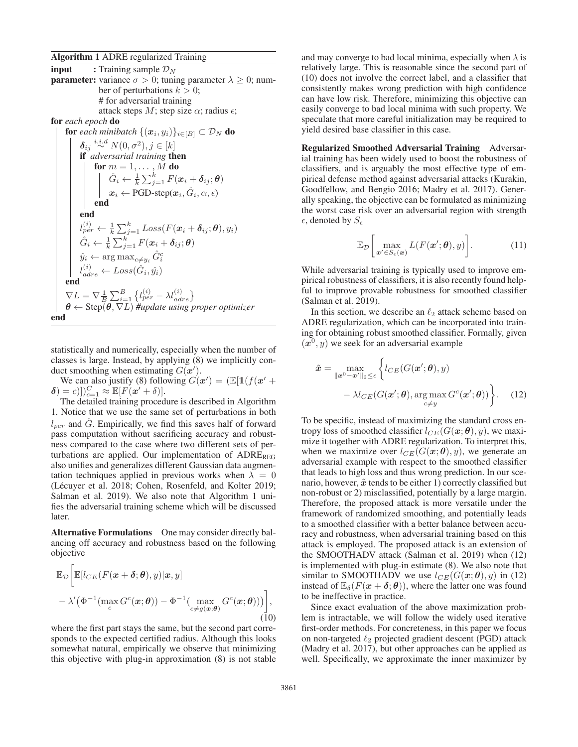**Algorithm 1** ADRE regularized Training

**input** : Training sample $\mathcal{D}_N$

**parameter:** variance $\sigma > 0$; tuning parameter $\lambda \geq 0$; number of perturbations $k > 0$;
# for adversarial training
attack steps $M$; step size $\alpha$; radius $\epsilon$;

**for** *each epoch* **do**
  **for** *each minibatch* $\{(\boldsymbol{x}_i, y_i)\}_{i \in [B]} \subset \mathcal{D}_N$ **do**
    $\boldsymbol{\delta}_{ij} \overset{i.i.d}{\sim} N(0, \sigma^2), j \in [k]$
    **if** *adversarial training* **then**
      **for** $m = 1, \ldots, M$ **do**
        $\hat{G}_i \leftarrow \frac{1}{k}\sum_{j=1}^k F(\boldsymbol{x}_i + \boldsymbol{\delta}_{ij}; \boldsymbol{\theta})$
        $\boldsymbol{x}_i \leftarrow$ PGD-step$(\boldsymbol{x}_i, \hat{G}_i, \alpha, \epsilon)$
      **end**
    **end**
    $l_{per}^{(i)} \leftarrow \frac{1}{k}\sum_{j=1}^k Loss(F(\boldsymbol{x}_i + \boldsymbol{\delta}_{ij}; \boldsymbol{\theta}), y_i)$
    $\hat{G}_i \leftarrow \frac{1}{k}\sum_{j=1}^k F(\boldsymbol{x}_i + \boldsymbol{\delta}_{ij}; \boldsymbol{\theta})$
    $\hat{y}_i \leftarrow \arg\max_{c \neq y_i} \hat{G}_i^c$
    $l_{adre}^{(i)} \leftarrow Loss(\hat{G}_i, \hat{y}_i)$
  **end**
  $\nabla L = \nabla \frac{1}{B}\sum_{i=1}^B \left\{ l_{per}^{(i)} - \lambda l_{adre}^{(i)} \right\}$
  $\boldsymbol{\theta} \leftarrow$ Step$(\boldsymbol{\theta}, \nabla L)$ *#update using proper optimizer*
**end**

statistically and numerically, especially when the number of classes is large. Instead, by applying (8) we implicitly conduct smoothing when estimating $G(\boldsymbol{x}')$.

We can also justify (8) following $G(\boldsymbol{x}') = (\mathbb{E}[\mathbb{1}(f(\boldsymbol{x}' + \boldsymbol{\delta}) = c)])_{c=1}^C \approx \mathbb{E}[F(\boldsymbol{x}' + \delta)]$.

The detailed training procedure is described in Algorithm 1. Notice that we use the same set of perturbations in both $l_{per}$ and $\hat{G}$. Empirically, we find this saves half of forward pass computation without sacrificing accuracy and robustness compared to the case where two different sets of perturbations are applied. Our implementation of ADRE$_{\text{REG}}$ also unifies and generalizes different Gaussian data augmentation techniques applied in previous works when $\lambda = 0$ (Lécuyer et al. 2018; Cohen, Rosenfeld, and Kolter 2019; Salman et al. 2019). We also note that Algorithm 1 unifies the adversarial training scheme which will be discussed later.

**Alternative Formulations** One may consider directly balancing off accuracy and robustness based on the following objective

$$\mathbb{E}_{\mathcal{D}}\Bigg[\mathbb{E}[l_{CE}(F(\boldsymbol{x} + \boldsymbol{\delta}; \boldsymbol{\theta}), y)|\boldsymbol{x}, y] - \lambda'\big(\Phi^{-1}(\max_c G^c(\boldsymbol{x}; \boldsymbol{\theta})) - \Phi^{-1}(\max_{c \neq g(\boldsymbol{x}; \boldsymbol{\theta})} G^c(\boldsymbol{x}; \boldsymbol{\theta}))\big)\Bigg], \tag{10}$$

where the first part stays the same, but the second part corresponds to the expected certified radius. Although this looks somewhat natural, empirically we observe that minimizing this objective with plug-in approximation (8) is not stable and may converge to bad local minima, especially when $\lambda$ is relatively large. This is reasonable since the second part of (10) does not involve the correct label, and a classifier that consistently makes wrong prediction with high confidence can have low risk. Therefore, minimizing this objective can easily converge to bad local minima with such property. We speculate that more careful initialization may be required to yield desired base classifier in this case.

**Regularized Smoothed Adversarial Training** Adversarial training has been widely used to boost the robustness of classifiers, and is arguably the most effective type of empirical defense method against adversarial attacks (Kurakin, Goodfellow, and Bengio 2016; Madry et al. 2017). Generally speaking, the objective can be formulated as minimizing the worst case risk over an adversarial region with strength $\epsilon$, denoted by $S_\epsilon$

$$\mathbb{E}_{\mathcal{D}}\left[\max_{\boldsymbol{x}' \in S_\epsilon(\boldsymbol{x})} L(F(\boldsymbol{x}'; \boldsymbol{\theta}), y)\right]. \tag{11}$$

While adversarial training is typically used to improve empirical robustness of classifiers, it is also recently found helpful to improve provable robustness for smoothed classifier (Salman et al. 2019).

In this section, we describe an $\ell_2$ attack scheme based on ADRE regularization, which can be incorporated into training for obtaining robust smoothed classifier. Formally, given $(\boldsymbol{x}^0, y)$ we seek for an adversarial example

$$\tilde{\boldsymbol{x}} = \max_{\|\boldsymbol{x}^0 - \boldsymbol{x}'\|_2 \leq \epsilon} \Bigg\{ l_{CE}(G(\boldsymbol{x}'; \boldsymbol{\theta}), y) - \lambda l_{CE}(G(\boldsymbol{x}'; \boldsymbol{\theta}), \arg\max_{c \neq y} G^c(\boldsymbol{x}'; \boldsymbol{\theta})) \Bigg\}. \tag{12}$$

To be specific, instead of maximizing the standard cross entropy loss of smoothed classifier $l_{CE}(G(\boldsymbol{x}; \boldsymbol{\theta}), y)$, we maximize it together with ADRE regularization. To interpret this, when we maximize over $l_{CE}(G(\boldsymbol{x}; \boldsymbol{\theta}), y)$, we generate an adversarial example with respect to the smoothed classifier that leads to high loss and thus wrong prediction. In our scenario, however, $\tilde{\boldsymbol{x}}$ tends to be either 1) correctly classified but non-robust or 2) misclassified, potentially by a large margin. Therefore, the proposed attack is more versatile under the framework of randomized smoothing, and potentially leads to a smoothed classifier with a better balance between accuracy and robustness, when adversarial training based on this attack is employed. The proposed attack is an extension of the SMOOTHADV attack (Salman et al. 2019) when (12) is implemented with plug-in estimate (8). We also note that similar to SMOOTHADV we use $l_{CE}(G(\boldsymbol{x}; \boldsymbol{\theta}), y)$ in (12) instead of $\mathbb{E}_\delta(F(\boldsymbol{x} + \boldsymbol{\delta}; \boldsymbol{\theta}))$, where the latter one was found to be ineffective in practice.

Since exact evaluation of the above maximization problem is intractable, we will follow the widely used iterative first-order methods. For concreteness, in this paper we focus on non-targeted $\ell_2$ projected gradient descent (PGD) attack (Madry et al. 2017), but other approaches can be applied as well. Specifically, we approximate the inner maximizer by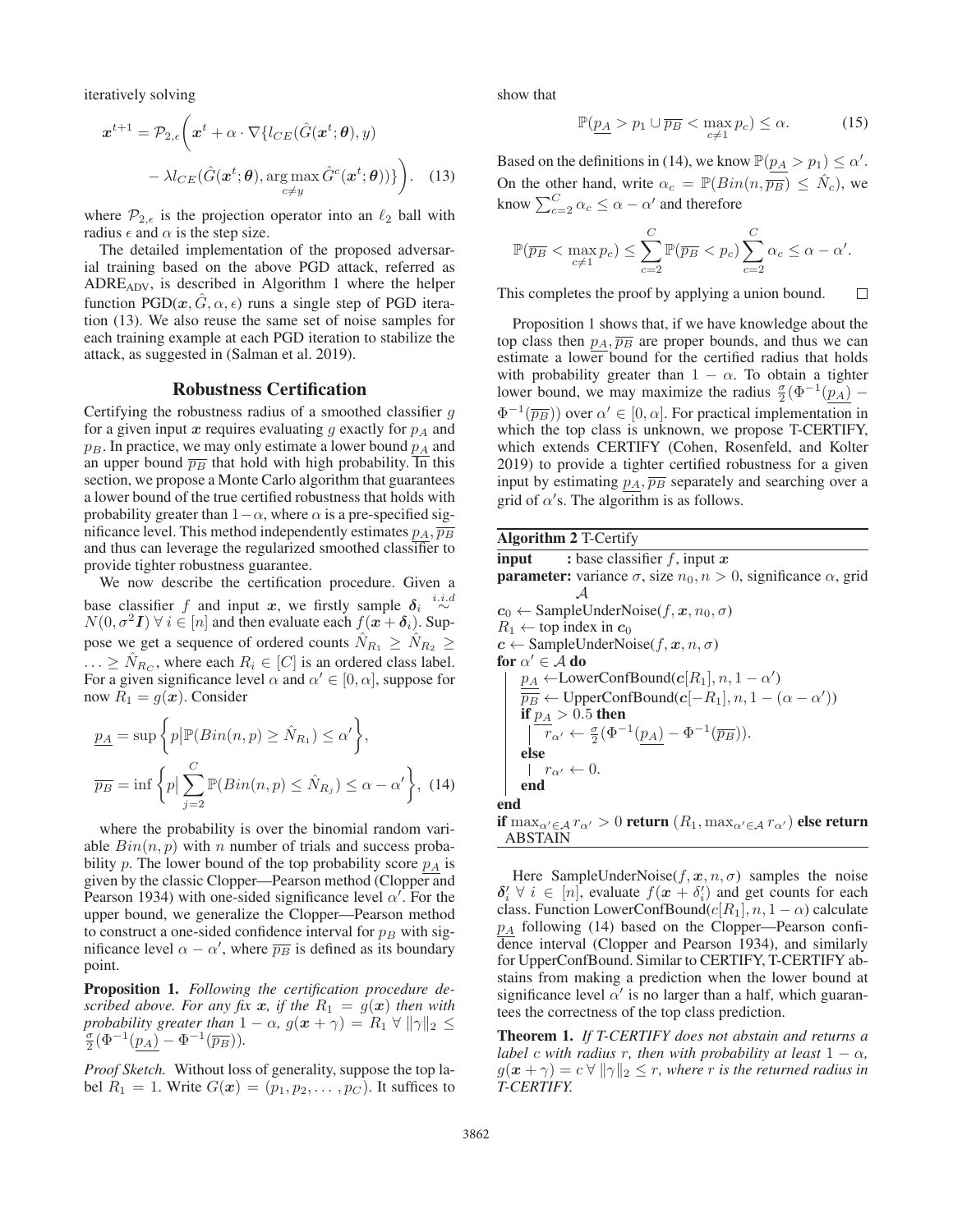iteratively solving

$$
\begin{aligned}
\boldsymbol{x}^{t+1} = \mathcal{P}_{2,\epsilon}\Bigg( &\boldsymbol{x}^t + \alpha \cdot \nabla\{l_{CE}(\hat{G}(\boldsymbol{x}^t;\boldsymbol{\theta}), y) \\
&- \lambda l_{CE}(\hat{G}(\boldsymbol{x}^t;\boldsymbol{\theta}), \arg\max_{c \neq y} \hat{G}^c(\boldsymbol{x}^t;\boldsymbol{\theta}))\}\Bigg). \quad (13)
\end{aligned}
$$

where $\mathcal{P}_{2,\epsilon}$ is the projection operator into an $\ell_2$ ball with radius $\epsilon$ and $\alpha$ is the step size.

The detailed implementation of the proposed adversarial training based on the above PGD attack, referred as $\text{ADRE}_{\text{ADV}}$, is described in Algorithm 1 where the helper function $\text{PGD}(\boldsymbol{x}, \hat{G}, \alpha, \epsilon)$ runs a single step of PGD iteration (13). We also reuse the same set of noise samples for each training example at each PGD iteration to stabilize the attack, as suggested in (Salman et al. 2019).

## Robustness Certification

Certifying the robustness radius of a smoothed classifier $g$ for a given input $\boldsymbol{x}$ requires evaluating $g$ exactly for $p_A$ and $p_B$. In practice, we may only estimate a lower bound $\underline{p_A}$ and an upper bound $\overline{p_B}$ that hold with high probability. In this section, we propose a Monte Carlo algorithm that guarantees a lower bound of the true certified robustness that holds with probability greater than $1-\alpha$, where $\alpha$ is a pre-specified significance level. This method independently estimates $\underline{p_A}, \overline{p_B}$ and thus can leverage the regularized smoothed classifier to provide tighter robustness guarantee.

We now describe the certification procedure. Given a base classifier $f$ and input $\boldsymbol{x}$, we firstly sample $\boldsymbol{\delta}_i \overset{i.i.d}{\sim} N(0, \sigma^2 \boldsymbol{I}) \; \forall \; i \in [n]$ and then evaluate each $f(\boldsymbol{x} + \boldsymbol{\delta}_i)$. Suppose we get a sequence of ordered counts $\hat{N}_{R_1} \geq \hat{N}_{R_2} \geq \ldots \geq \hat{N}_{R_C}$, where each $R_i \in [C]$ is an ordered class label. For a given significance level $\alpha$ and $\alpha' \in [0, \alpha]$, suppose for now $R_1 = g(\boldsymbol{x})$. Consider

$$
\begin{aligned}
\underline{p_A} &= \sup\left\{ p \big| \mathbb{P}(Bin(n,p) \geq \hat{N}_{R_1}) \leq \alpha' \right\}, \\
\overline{p_B} &= \inf\left\{ p \big| \sum_{j=2}^{C} \mathbb{P}(Bin(n,p) \leq \hat{N}_{R_j}) \leq \alpha - \alpha' \right\}, \quad (14)
\end{aligned}
$$

where the probability is over the binomial random variable $Bin(n,p)$ with $n$ number of trials and success probability $p$. The lower bound of the top probability score $\underline{p_A}$ is given by the classic Clopper—Pearson method (Clopper and Pearson 1934) with one-sided significance level $\alpha'$. For the upper bound, we generalize the Clopper—Pearson method to construct a one-sided confidence interval for $p_B$ with significance level $\alpha - \alpha'$, where $\overline{p_B}$ is defined as its boundary point.

**Proposition 1.** *Following the certification procedure described above. For any fix $\boldsymbol{x}$, if the $R_1 = g(\boldsymbol{x})$ then with probability greater than $1-\alpha$, $g(\boldsymbol{x}+\gamma) = R_1 \; \forall \; \|\gamma\|_2 \leq \frac{\sigma}{2}(\Phi^{-1}(\underline{p_A}) - \Phi^{-1}(\overline{p_B}))$.*

*Proof Sketch.* Without loss of generality, suppose the top label $R_1 = 1$. Write $G(\boldsymbol{x}) = (p_1, p_2, \ldots, p_C)$. It suffices to show that

$$
\mathbb{P}(\underline{p_A} > p_1 \cup \overline{p_B} < \max_{c \neq 1} p_c) \leq \alpha. \quad (15)
$$

Based on the definitions in (14), we know $\mathbb{P}(\underline{p_A} > p_1) \leq \alpha'$. On the other hand, write $\alpha_c = \mathbb{P}(Bin(n, \overline{p_B}) \leq \hat{N}_c)$, we know $\sum_{c=2}^{C} \alpha_c \leq \alpha - \alpha'$ and therefore

$$
\mathbb{P}(\overline{p_B} < \max_{c \neq 1} p_c) \leq \sum_{c=2}^{C} \mathbb{P}(\overline{p_B} < p_c) \sum_{c=2}^{C} \alpha_c \leq \alpha - \alpha'.
$$

This completes the proof by applying a union bound. $\square$

Proposition 1 shows that, if we have knowledge about the top class then $\underline{p_A}, \overline{p_B}$ are proper bounds, and thus we can estimate a lower bound for the certified radius that holds with probability greater than $1-\alpha$. To obtain a tighter lower bound, we may maximize the radius $\frac{\sigma}{2}(\Phi^{-1}(\underline{p_A}) - \Phi^{-1}(\overline{p_B}))$ over $\alpha' \in [0, \alpha]$. For practical implementation in which the top class is unknown, we propose T-CERTIFY, which extends CERTIFY (Cohen, Rosenfeld, and Kolter 2019) to provide a tighter certified robustness for a given input by estimating $\underline{p_A}, \overline{p_B}$ separately and searching over a grid of $\alpha'$s. The algorithm is as follows.

**Algorithm 2** T-Certify

```
input     : base classifier f, input x
parameter: variance σ, size n_0, n > 0, significance α, grid A
c_0 ← SampleUnderNoise(f, x, n_0, σ)
R_1 ← top index in c_0
c ← SampleUnderNoise(f, x, n, σ)
for α' ∈ A do
    p_A_lower ← LowerConfBound(c[R_1], n, 1 − α')
    p_B_upper ← UpperConfBound(c[−R_1], n, 1 − (α − α'))
    if p_A_lower > 0.5 then
        r_α' ← (σ/2)(Φ^{-1}(p_A_lower) − Φ^{-1}(p_B_upper)).
    else
        r_α' ← 0.
    end
end
if max_{α'∈A} r_α' > 0 return (R_1, max_{α'∈A} r_α') else return ABSTAIN
```

Here $\text{SampleUnderNoise}(f, \boldsymbol{x}, n, \sigma)$ samples the noise $\boldsymbol{\delta}'_i \; \forall \; i \in [n]$, evaluate $f(\boldsymbol{x} + \delta'_i)$ and get counts for each class. Function $\text{LowerConfBound}(c[R_1], n, 1-\alpha)$ calculate $\underline{p_A}$ following (14) based on the Clopper—Pearson confidence interval (Clopper and Pearson 1934), and similarly for UpperConfBound. Similar to CERTIFY, T-CERTIFY abstains from making a prediction when the lower bound at significance level $\alpha'$ is no larger than a half, which guarantees the correctness of the top class prediction.

**Theorem 1.** *If T-CERTIFY does not abstain and returns a label $c$ with radius $r$, then with probability at least $1-\alpha$, $g(\boldsymbol{x}+\gamma) = c \; \forall \; \|\gamma\|_2 \leq r$, where $r$ is the returned radius in T-CERTIFY.*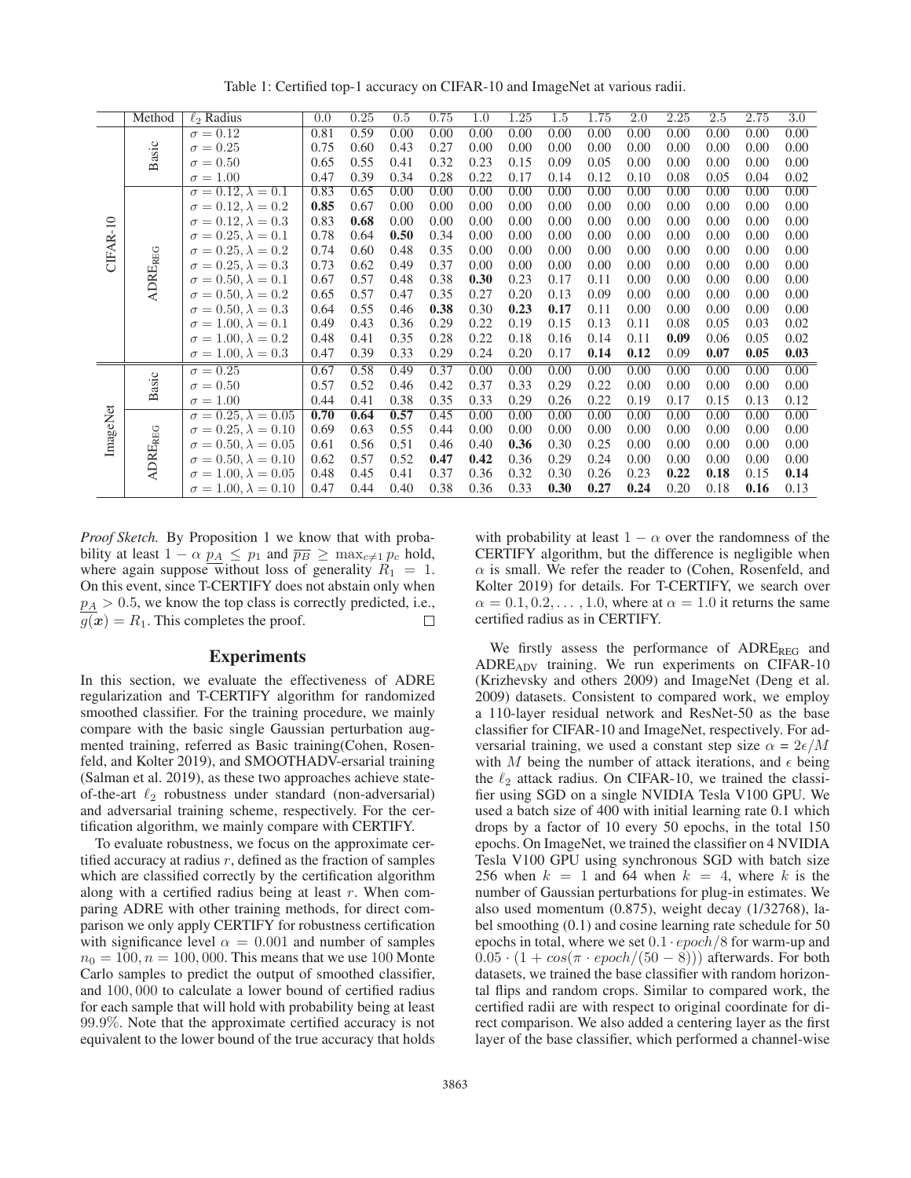Table 1: Certified top-1 accuracy on CIFAR-10 and ImageNet at various radii.

| | Method | $\ell_2$ Radius | 0.0 | 0.25 | 0.5 | 0.75 | 1.0 | 1.25 | 1.5 | 1.75 | 2.0 | 2.25 | 2.5 | 2.75 | 3.0 |
|---|---|---|---|---|---|---|---|---|---|---|---|---|---|---|---|
| CIFAR-10 | Basic | $\sigma = 0.12$ | 0.81 | 0.59 | 0.00 | 0.00 | 0.00 | 0.00 | 0.00 | 0.00 | 0.00 | 0.00 | 0.00 | 0.00 | 0.00 |
| | | $\sigma = 0.25$ | 0.75 | 0.60 | 0.43 | 0.27 | 0.00 | 0.00 | 0.00 | 0.00 | 0.00 | 0.00 | 0.00 | 0.00 | 0.00 |
| | | $\sigma = 0.50$ | 0.65 | 0.55 | 0.41 | 0.32 | 0.23 | 0.15 | 0.09 | 0.05 | 0.00 | 0.00 | 0.00 | 0.00 | 0.00 |
| | | $\sigma = 1.00$ | 0.47 | 0.39 | 0.34 | 0.28 | 0.22 | 0.17 | 0.14 | 0.12 | 0.10 | 0.08 | 0.05 | 0.04 | 0.02 |
| | ADRE$_{\text{REG}}$ | $\sigma = 0.12, \lambda = 0.1$ | 0.83 | 0.65 | 0.00 | 0.00 | 0.00 | 0.00 | 0.00 | 0.00 | 0.00 | 0.00 | 0.00 | 0.00 | 0.00 |
| | | $\sigma = 0.12, \lambda = 0.2$ | **0.85** | 0.67 | 0.00 | 0.00 | 0.00 | 0.00 | 0.00 | 0.00 | 0.00 | 0.00 | 0.00 | 0.00 | 0.00 |
| | | $\sigma = 0.12, \lambda = 0.3$ | 0.83 | **0.68** | 0.00 | 0.00 | 0.00 | 0.00 | 0.00 | 0.00 | 0.00 | 0.00 | 0.00 | 0.00 | 0.00 |
| | | $\sigma = 0.25, \lambda = 0.1$ | 0.78 | 0.64 | **0.50** | 0.34 | 0.00 | 0.00 | 0.00 | 0.00 | 0.00 | 0.00 | 0.00 | 0.00 | 0.00 |
| | | $\sigma = 0.25, \lambda = 0.2$ | 0.74 | 0.60 | 0.48 | 0.35 | 0.00 | 0.00 | 0.00 | 0.00 | 0.00 | 0.00 | 0.00 | 0.00 | 0.00 |
| | | $\sigma = 0.25, \lambda = 0.3$ | 0.73 | 0.62 | 0.49 | 0.37 | 0.00 | 0.00 | 0.00 | 0.00 | 0.00 | 0.00 | 0.00 | 0.00 | 0.00 |
| | | $\sigma = 0.50, \lambda = 0.1$ | 0.67 | 0.57 | 0.48 | 0.38 | **0.30** | 0.23 | 0.17 | 0.11 | 0.00 | 0.00 | 0.00 | 0.00 | 0.00 |
| | | $\sigma = 0.50, \lambda = 0.2$ | 0.65 | 0.57 | 0.47 | 0.35 | 0.27 | 0.20 | 0.13 | 0.09 | 0.00 | 0.00 | 0.00 | 0.00 | 0.00 |
| | | $\sigma = 0.50, \lambda = 0.3$ | 0.64 | 0.55 | 0.46 | **0.38** | 0.30 | **0.23** | **0.17** | 0.11 | 0.00 | 0.00 | 0.00 | 0.00 | 0.00 |
| | | $\sigma = 1.00, \lambda = 0.1$ | 0.49 | 0.43 | 0.36 | 0.29 | 0.22 | 0.19 | 0.15 | 0.13 | 0.11 | 0.08 | 0.05 | 0.03 | 0.02 |
| | | $\sigma = 1.00, \lambda = 0.2$ | 0.48 | 0.41 | 0.35 | 0.28 | 0.22 | 0.18 | 0.16 | 0.14 | 0.11 | **0.09** | 0.06 | 0.05 | 0.02 |
| | | $\sigma = 1.00, \lambda = 0.3$ | 0.47 | 0.39 | 0.33 | 0.29 | 0.24 | 0.20 | 0.17 | **0.14** | **0.12** | 0.09 | **0.07** | **0.05** | **0.03** |
| ImageNet | Basic | $\sigma = 0.25$ | 0.67 | 0.58 | 0.49 | 0.37 | 0.00 | 0.00 | 0.00 | 0.00 | 0.00 | 0.00 | 0.00 | 0.00 | 0.00 |
| | | $\sigma = 0.50$ | 0.57 | 0.52 | 0.46 | 0.42 | 0.37 | 0.33 | 0.29 | 0.22 | 0.00 | 0.00 | 0.00 | 0.00 | 0.00 |
| | | $\sigma = 1.00$ | 0.44 | 0.41 | 0.38 | 0.35 | 0.33 | 0.29 | 0.26 | 0.22 | 0.19 | 0.17 | 0.15 | 0.13 | 0.12 |
| | ADRE$_{\text{REG}}$ | $\sigma = 0.25, \lambda = 0.05$ | **0.70** | **0.64** | **0.57** | 0.45 | 0.00 | 0.00 | 0.00 | 0.00 | 0.00 | 0.00 | 0.00 | 0.00 | 0.00 |
| | | $\sigma = 0.25, \lambda = 0.10$ | 0.69 | 0.63 | 0.55 | 0.44 | 0.00 | 0.00 | 0.00 | 0.00 | 0.00 | 0.00 | 0.00 | 0.00 | 0.00 |
| | | $\sigma = 0.50, \lambda = 0.05$ | 0.61 | 0.56 | 0.51 | 0.46 | 0.40 | **0.36** | 0.30 | 0.25 | 0.00 | 0.00 | 0.00 | 0.00 | 0.00 |
| | | $\sigma = 0.50, \lambda = 0.10$ | 0.62 | 0.57 | 0.52 | **0.47** | **0.42** | 0.36 | 0.29 | 0.24 | 0.00 | 0.00 | 0.00 | 0.00 | 0.00 |
| | | $\sigma = 1.00, \lambda = 0.05$ | 0.48 | 0.45 | 0.41 | 0.37 | 0.36 | 0.32 | 0.30 | 0.26 | 0.23 | **0.22** | **0.18** | 0.15 | **0.14** |
| | | $\sigma = 1.00, \lambda = 0.10$ | 0.47 | 0.44 | 0.40 | 0.38 | 0.36 | 0.33 | **0.30** | **0.27** | **0.24** | 0.20 | 0.18 | **0.16** | 0.13 |

*Proof Sketch.* By Proposition 1 we know that with probability at least $1 - \alpha$ $\underline{p_A} \leq p_1$ and $\overline{p_B} \geq \max_{c \neq 1} p_c$ hold, where again suppose without loss of generality $R_1 = 1$. On this event, since T-CERTIFY does not abstain only when $\underline{p_A} > 0.5$, we know the top class is correctly predicted, i.e., $g(\boldsymbol{x}) = R_1$. This completes the proof. $\square$

## Experiments

In this section, we evaluate the effectiveness of ADRE regularization and T-CERTIFY algorithm for randomized smoothed classifier. For the training procedure, we mainly compare with the basic single Gaussian perturbation augmented training, referred as Basic training(Cohen, Rosenfeld, and Kolter 2019), and SMOOTHADV-ersarial training (Salman et al. 2019), as these two approaches achieve state-of-the-art $\ell_2$ robustness under standard (non-adversarial) and adversarial training scheme, respectively. For the certification algorithm, we mainly compare with CERTIFY.

To evaluate robustness, we focus on the approximate certified accuracy at radius $r$, defined as the fraction of samples which are classified correctly by the certification algorithm along with a certified radius being at least $r$. When comparing ADRE with other training methods, for direct comparison we only apply CERTIFY for robustness certification with significance level $\alpha = 0.001$ and number of samples $n_0 = 100, n = 100,000$. This means that we use 100 Monte Carlo samples to predict the output of smoothed classifier, and $100,000$ to calculate a lower bound of certified radius for each sample that will hold with probability being at least $99.9\%$. Note that the approximate certified accuracy is not equivalent to the lower bound of the true accuracy that holds with probability at least $1 - \alpha$ over the randomness of the CERTIFY algorithm, but the difference is negligible when $\alpha$ is small. We refer the reader to (Cohen, Rosenfeld, and Kolter 2019) for details. For T-CERTIFY, we search over $\alpha = 0.1, 0.2, \ldots, 1.0$, where at $\alpha = 1.0$ it returns the same certified radius as in CERTIFY.

We firstly assess the performance of ADRE$_{\text{REG}}$ and ADRE$_{\text{ADV}}$ training. We run experiments on CIFAR-10 (Krizhevsky and others 2009) and ImageNet (Deng et al. 2009) datasets. Consistent to compared work, we employ a 110-layer residual network and ResNet-50 as the base classifier for CIFAR-10 and ImageNet, respectively. For adversarial training, we used a constant step size $\alpha = 2\epsilon/M$ with $M$ being the number of attack iterations, and $\epsilon$ being the $\ell_2$ attack radius. On CIFAR-10, we trained the classifier using SGD on a single NVIDIA Tesla V100 GPU. We used a batch size of 400 with initial learning rate 0.1 which drops by a factor of 10 every 50 epochs, in the total 150 epochs. On ImageNet, we trained the classifier on 4 NVIDIA Tesla V100 GPU using synchronous SGD with batch size 256 when $k = 1$ and 64 when $k = 4$, where $k$ is the number of Gaussian perturbations for plug-in estimates. We also used momentum (0.875), weight decay (1/32768), label smoothing (0.1) and cosine learning rate schedule for 50 epochs in total, where we set $0.1 \cdot epoch/8$ for warm-up and $0.05 \cdot (1 + cos(\pi \cdot epoch/(50 - 8)))$ afterwards. For both datasets, we trained the base classifier with random horizontal flips and random crops. Similar to compared work, the certified radii are with respect to original coordinate for direct comparison. We also added a centering layer as the first layer of the base classifier, which performed a channel-wise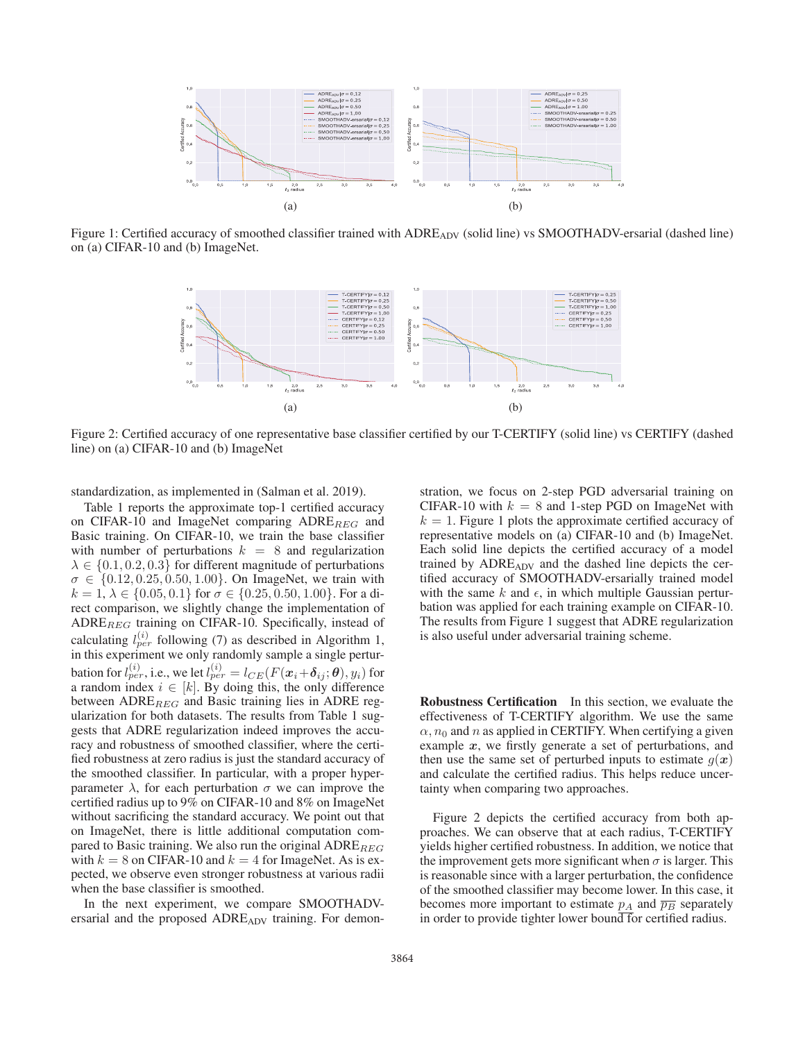Figure 1: Certified accuracy of smoothed classifier trained with $\text{ADRE}_{\text{ADV}}$ (solid line) vs SMOOTHADV-ersarial (dashed line) on (a) CIFAR-10 and (b) ImageNet.

Figure 2: Certified accuracy of one representative base classifier certified by our T-CERTIFY (solid line) vs CERTIFY (dashed line) on (a) CIFAR-10 and (b) ImageNet

standardization, as implemented in (Salman et al. 2019).

Table 1 reports the approximate top-1 certified accuracy on CIFAR-10 and ImageNet comparing $\text{ADRE}_{REG}$ and Basic training. On CIFAR-10, we train the base classifier with number of perturbations $k = 8$ and regularization $\lambda \in \{0.1, 0.2, 0.3\}$ for different magnitude of perturbations $\sigma \in \{0.12, 0.25, 0.50, 1.00\}$. On ImageNet, we train with $k = 1$, $\lambda \in \{0.05, 0.1\}$ for $\sigma \in \{0.25, 0.50, 1.00\}$. For a direct comparison, we slightly change the implementation of $\text{ADRE}_{REG}$ training on CIFAR-10. Specifically, instead of calculating $l_{per}^{(i)}$ following (7) as described in Algorithm 1, in this experiment we only randomly sample a single perturbation for $l_{per}^{(i)}$, i.e., we let $l_{per}^{(i)} = l_{CE}(F(\boldsymbol{x}_i + \boldsymbol{\delta}_{ij}; \boldsymbol{\theta}), y_i)$ for a random index $i \in [k]$. By doing this, the only difference between $\text{ADRE}_{REG}$ and Basic training lies in ADRE regularization for both datasets. The results from Table 1 suggests that ADRE regularization indeed improves the accuracy and robustness of smoothed classifier, where the certified robustness at zero radius is just the standard accuracy of the smoothed classifier. In particular, with a proper hyperparameter $\lambda$, for each perturbation $\sigma$ we can improve the certified radius up to 9% on CIFAR-10 and 8% on ImageNet without sacrificing the standard accuracy. We point out that on ImageNet, there is little additional computation compared to Basic training. We also run the original $\text{ADRE}_{REG}$ with $k = 8$ on CIFAR-10 and $k = 4$ for ImageNet. As is expected, we observe even stronger robustness at various radii when the base classifier is smoothed.

In the next experiment, we compare SMOOTHADV-ersarial and the proposed $\text{ADRE}_{\text{ADV}}$ training. For demonstration, we focus on 2-step PGD adversarial training on CIFAR-10 with $k = 8$ and 1-step PGD on ImageNet with $k = 1$. Figure 1 plots the approximate certified accuracy of representative models on (a) CIFAR-10 and (b) ImageNet. Each solid line depicts the certified accuracy of a model trained by $\text{ADRE}_{\text{ADV}}$ and the dashed line depicts the certified accuracy of SMOOTHADV-ersarially trained model with the same $k$ and $\epsilon$, in which multiple Gaussian perturbation was applied for each training example on CIFAR-10. The results from Figure 1 suggest that ADRE regularization is also useful under adversarial training scheme.

**Robustness Certification** In this section, we evaluate the effectiveness of T-CERTIFY algorithm. We use the same $\alpha, n_0$ and $n$ as applied in CERTIFY. When certifying a given example $\boldsymbol{x}$, we firstly generate a set of perturbations, and then use the same set of perturbed inputs to estimate $g(\boldsymbol{x})$ and calculate the certified radius. This helps reduce uncertainty when comparing two approaches.

Figure 2 depicts the certified accuracy from both approaches. We can observe that at each radius, T-CERTIFY yields higher certified robustness. In addition, we notice that the improvement gets more significant when $\sigma$ is larger. This is reasonable since with a larger perturbation, the confidence of the smoothed classifier may become lower. In this case, it becomes more important to estimate $\underline{p_A}$ and $\overline{p_B}$ separately in order to provide tighter lower bound for certified radius.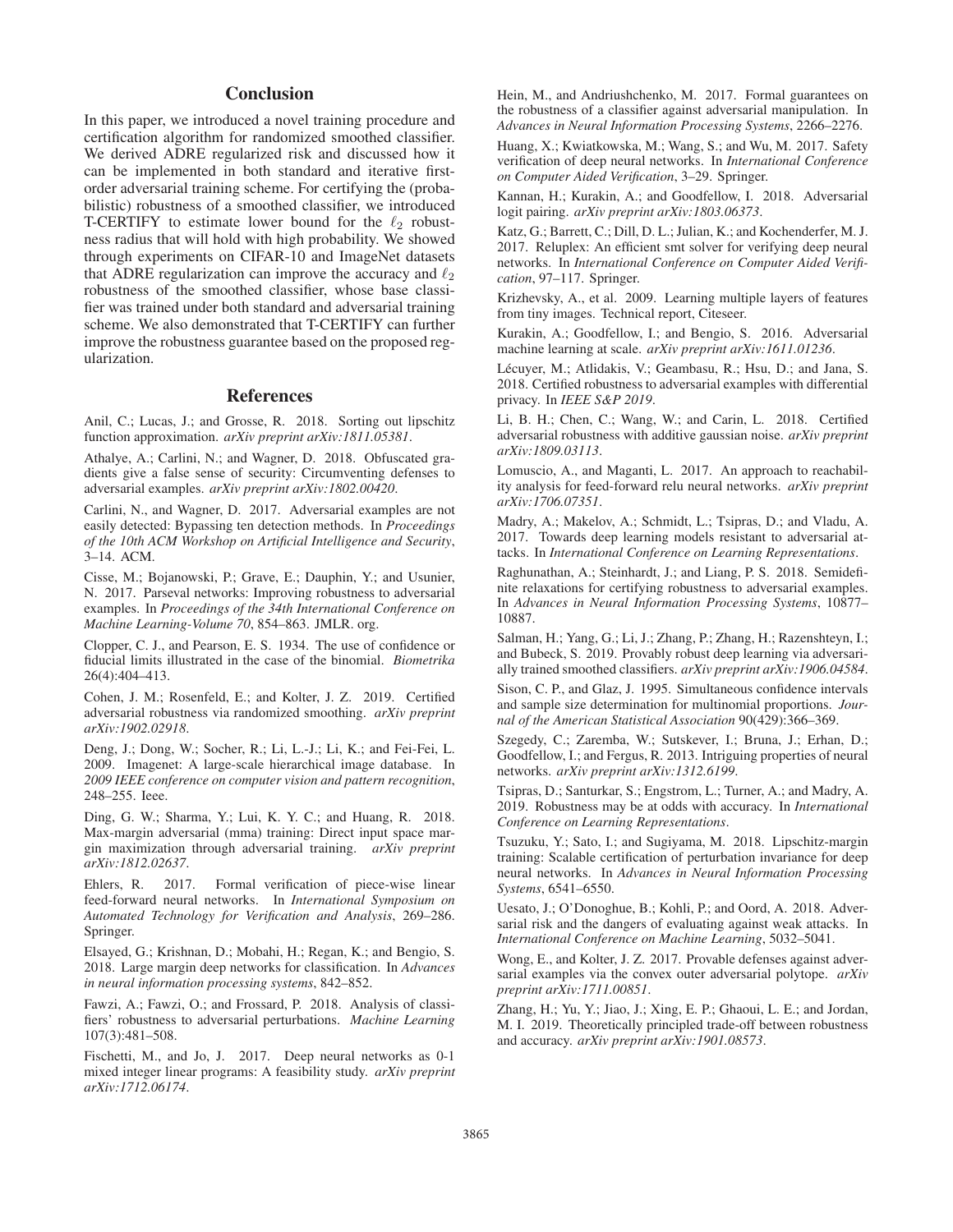## Conclusion

In this paper, we introduced a novel training procedure and certification algorithm for randomized smoothed classifier. We derived ADRE regularized risk and discussed how it can be implemented in both standard and iterative first-order adversarial training scheme. For certifying the (probabilistic) robustness of a smoothed classifier, we introduced T-CERTIFY to estimate lower bound for the $\ell_2$ robustness radius that will hold with high probability. We showed through experiments on CIFAR-10 and ImageNet datasets that ADRE regularization can improve the accuracy and $\ell_2$ robustness of the smoothed classifier, whose base classifier was trained under both standard and adversarial training scheme. We also demonstrated that T-CERTIFY can further improve the robustness guarantee based on the proposed regularization.

## References

Anil, C.; Lucas, J.; and Grosse, R. 2018. Sorting out lipschitz function approximation. *arXiv preprint arXiv:1811.05381*.

Athalye, A.; Carlini, N.; and Wagner, D. 2018. Obfuscated gradients give a false sense of security: Circumventing defenses to adversarial examples. *arXiv preprint arXiv:1802.00420*.

Carlini, N., and Wagner, D. 2017. Adversarial examples are not easily detected: Bypassing ten detection methods. In *Proceedings of the 10th ACM Workshop on Artificial Intelligence and Security*, 3–14. ACM.

Cisse, M.; Bojanowski, P.; Grave, E.; Dauphin, Y.; and Usunier, N. 2017. Parseval networks: Improving robustness to adversarial examples. In *Proceedings of the 34th International Conference on Machine Learning-Volume 70*, 854–863. JMLR. org.

Clopper, C. J., and Pearson, E. S. 1934. The use of confidence or fiducial limits illustrated in the case of the binomial. *Biometrika* 26(4):404–413.

Cohen, J. M.; Rosenfeld, E.; and Kolter, J. Z. 2019. Certified adversarial robustness via randomized smoothing. *arXiv preprint arXiv:1902.02918*.

Deng, J.; Dong, W.; Socher, R.; Li, L.-J.; Li, K.; and Fei-Fei, L. 2009. Imagenet: A large-scale hierarchical image database. In *2009 IEEE conference on computer vision and pattern recognition*, 248–255. Ieee.

Ding, G. W.; Sharma, Y.; Lui, K. Y. C.; and Huang, R. 2018. Max-margin adversarial (mma) training: Direct input space margin maximization through adversarial training. *arXiv preprint arXiv:1812.02637*.

Ehlers, R. 2017. Formal verification of piece-wise linear feed-forward neural networks. In *International Symposium on Automated Technology for Verification and Analysis*, 269–286. Springer.

Elsayed, G.; Krishnan, D.; Mobahi, H.; Regan, K.; and Bengio, S. 2018. Large margin deep networks for classification. In *Advances in neural information processing systems*, 842–852.

Fawzi, A.; Fawzi, O.; and Frossard, P. 2018. Analysis of classifiers' robustness to adversarial perturbations. *Machine Learning* 107(3):481–508.

Fischetti, M., and Jo, J. 2017. Deep neural networks as 0-1 mixed integer linear programs: A feasibility study. *arXiv preprint arXiv:1712.06174*.

Hein, M., and Andriushchenko, M. 2017. Formal guarantees on the robustness of a classifier against adversarial manipulation. In *Advances in Neural Information Processing Systems*, 2266–2276.

Huang, X.; Kwiatkowska, M.; Wang, S.; and Wu, M. 2017. Safety verification of deep neural networks. In *International Conference on Computer Aided Verification*, 3–29. Springer.

Kannan, H.; Kurakin, A.; and Goodfellow, I. 2018. Adversarial logit pairing. *arXiv preprint arXiv:1803.06373*.

Katz, G.; Barrett, C.; Dill, D. L.; Julian, K.; and Kochenderfer, M. J. 2017. Reluplex: An efficient smt solver for verifying deep neural networks. In *International Conference on Computer Aided Verification*, 97–117. Springer.

Krizhevsky, A., et al. 2009. Learning multiple layers of features from tiny images. Technical report, Citeseer.

Kurakin, A.; Goodfellow, I.; and Bengio, S. 2016. Adversarial machine learning at scale. *arXiv preprint arXiv:1611.01236*.

Lécuyer, M.; Atlidakis, V.; Geambasu, R.; Hsu, D.; and Jana, S. 2018. Certified robustness to adversarial examples with differential privacy. In *IEEE S&P 2019*.

Li, B. H.; Chen, C.; Wang, W.; and Carin, L. 2018. Certified adversarial robustness with additive gaussian noise. *arXiv preprint arXiv:1809.03113*.

Lomuscio, A., and Maganti, L. 2017. An approach to reachability analysis for feed-forward relu neural networks. *arXiv preprint arXiv:1706.07351*.

Madry, A.; Makelov, A.; Schmidt, L.; Tsipras, D.; and Vladu, A. 2017. Towards deep learning models resistant to adversarial attacks. In *International Conference on Learning Representations*.

Raghunathan, A.; Steinhardt, J.; and Liang, P. S. 2018. Semidefinite relaxations for certifying robustness to adversarial examples. In *Advances in Neural Information Processing Systems*, 10877–10887.

Salman, H.; Yang, G.; Li, J.; Zhang, P.; Zhang, H.; Razenshteyn, I.; and Bubeck, S. 2019. Provably robust deep learning via adversarially trained smoothed classifiers. *arXiv preprint arXiv:1906.04584*.

Sison, C. P., and Glaz, J. 1995. Simultaneous confidence intervals and sample size determination for multinomial proportions. *Journal of the American Statistical Association* 90(429):366–369.

Szegedy, C.; Zaremba, W.; Sutskever, I.; Bruna, J.; Erhan, D.; Goodfellow, I.; and Fergus, R. 2013. Intriguing properties of neural networks. *arXiv preprint arXiv:1312.6199*.

Tsipras, D.; Santurkar, S.; Engstrom, L.; Turner, A.; and Madry, A. 2019. Robustness may be at odds with accuracy. In *International Conference on Learning Representations*.

Tsuzuku, Y.; Sato, I.; and Sugiyama, M. 2018. Lipschitz-margin training: Scalable certification of perturbation invariance for deep neural networks. In *Advances in Neural Information Processing Systems*, 6541–6550.

Uesato, J.; O'Donoghue, B.; Kohli, P.; and Oord, A. 2018. Adversarial risk and the dangers of evaluating against weak attacks. In *International Conference on Machine Learning*, 5032–5041.

Wong, E., and Kolter, J. Z. 2017. Provable defenses against adversarial examples via the convex outer adversarial polytope. *arXiv preprint arXiv:1711.00851*.

Zhang, H.; Yu, Y.; Jiao, J.; Xing, E. P.; Ghaoui, L. E.; and Jordan, M. I. 2019. Theoretically principled trade-off between robustness and accuracy. *arXiv preprint arXiv:1901.08573*.